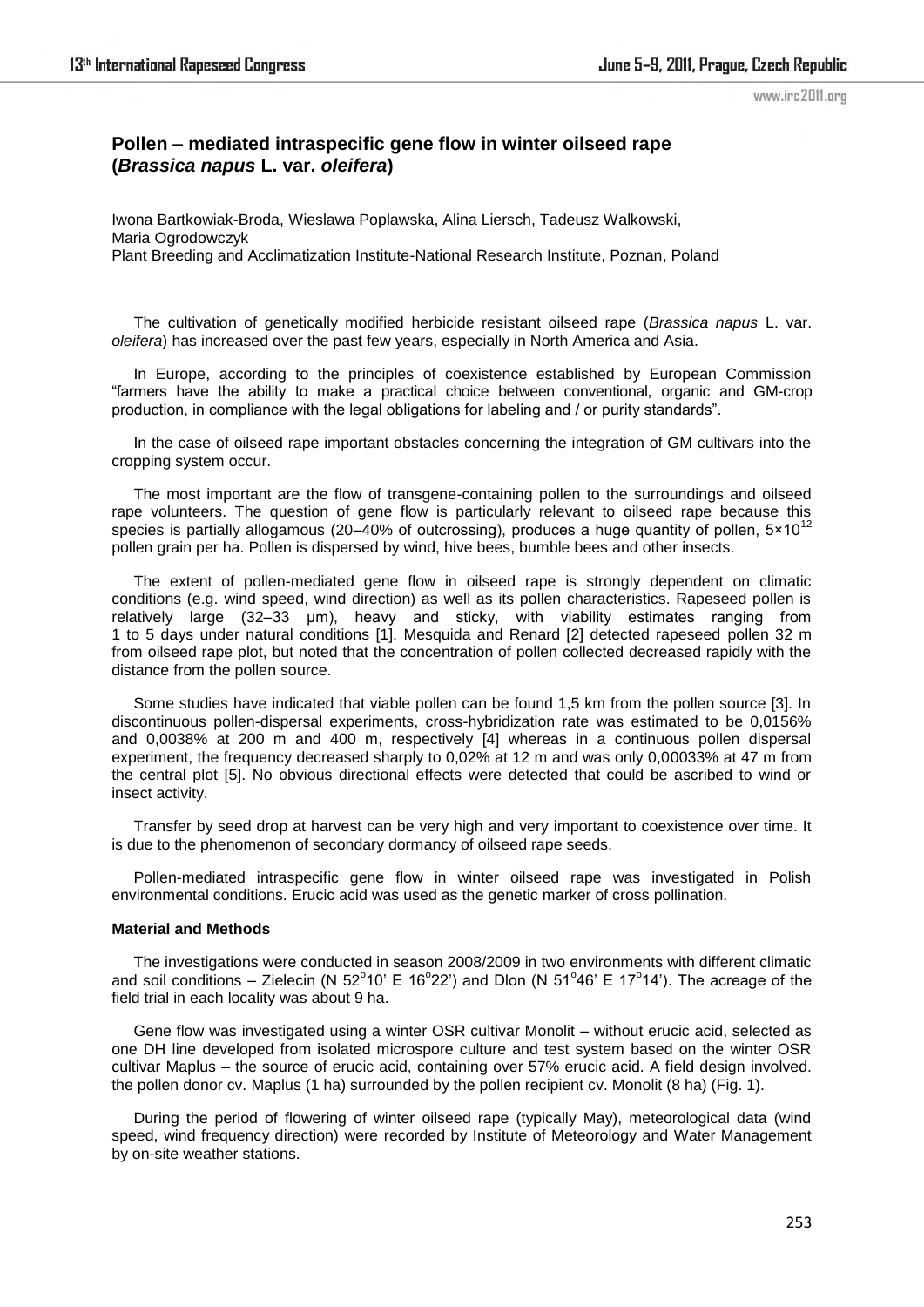# Pollen – mediated intraspecific gene flow in winter oilseed rape (*Brassica napus* L. var. *oleifera*)

Iwona Bartkowiak-Broda, Wieslawa Poplawska, Alina Liersch, Tadeusz Walkowski, Maria Ogrodowczyk
Plant Breeding and Acclimatization Institute-National Research Institute, Poznan, Poland

The cultivation of genetically modified herbicide resistant oilseed rape (*Brassica napus* L. var. *oleifera*) has increased over the past few years, especially in North America and Asia.

In Europe, according to the principles of coexistence established by European Commission "farmers have the ability to make a practical choice between conventional, organic and GM-crop production, in compliance with the legal obligations for labeling and / or purity standards".

In the case of oilseed rape important obstacles concerning the integration of GM cultivars into the cropping system occur.

The most important are the flow of transgene-containing pollen to the surroundings and oilseed rape volunteers. The question of gene flow is particularly relevant to oilseed rape because this species is partially allogamous (20–40% of outcrossing), produces a huge quantity of pollen, $5{\times}10^{12}$ pollen grain per ha. Pollen is dispersed by wind, hive bees, bumble bees and other insects.

The extent of pollen-mediated gene flow in oilseed rape is strongly dependent on climatic conditions (e.g. wind speed, wind direction) as well as its pollen characteristics. Rapeseed pollen is relatively large (32–33 μm), heavy and sticky, with viability estimates ranging from 1 to 5 days under natural conditions [1]. Mesquida and Renard [2] detected rapeseed pollen 32 m from oilseed rape plot, but noted that the concentration of pollen collected decreased rapidly with the distance from the pollen source.

Some studies have indicated that viable pollen can be found 1,5 km from the pollen source [3]. In discontinuous pollen-dispersal experiments, cross-hybridization rate was estimated to be 0,0156% and 0,0038% at 200 m and 400 m, respectively [4] whereas in a continuous pollen dispersal experiment, the frequency decreased sharply to 0,02% at 12 m and was only 0,00033% at 47 m from the central plot [5]. No obvious directional effects were detected that could be ascribed to wind or insect activity.

Transfer by seed drop at harvest can be very high and very important to coexistence over time. It is due to the phenomenon of secondary dormancy of oilseed rape seeds.

Pollen-mediated intraspecific gene flow in winter oilseed rape was investigated in Polish environmental conditions. Erucic acid was used as the genetic marker of cross pollination.

### Material and Methods

The investigations were conducted in season 2008/2009 in two environments with different climatic and soil conditions – Zielecin (N 52°10' E 16°22') and Dlon (N 51°46' E 17°14'). The acreage of the field trial in each locality was about 9 ha.

Gene flow was investigated using a winter OSR cultivar Monolit – without erucic acid, selected as one DH line developed from isolated microspore culture and test system based on the winter OSR cultivar Maplus – the source of erucic acid, containing over 57% erucic acid. A field design involved. the pollen donor cv. Maplus (1 ha) surrounded by the pollen recipient cv. Monolit (8 ha) (Fig. 1).

During the period of flowering of winter oilseed rape (typically May), meteorological data (wind speed, wind frequency direction) were recorded by Institute of Meteorology and Water Management by on-site weather stations.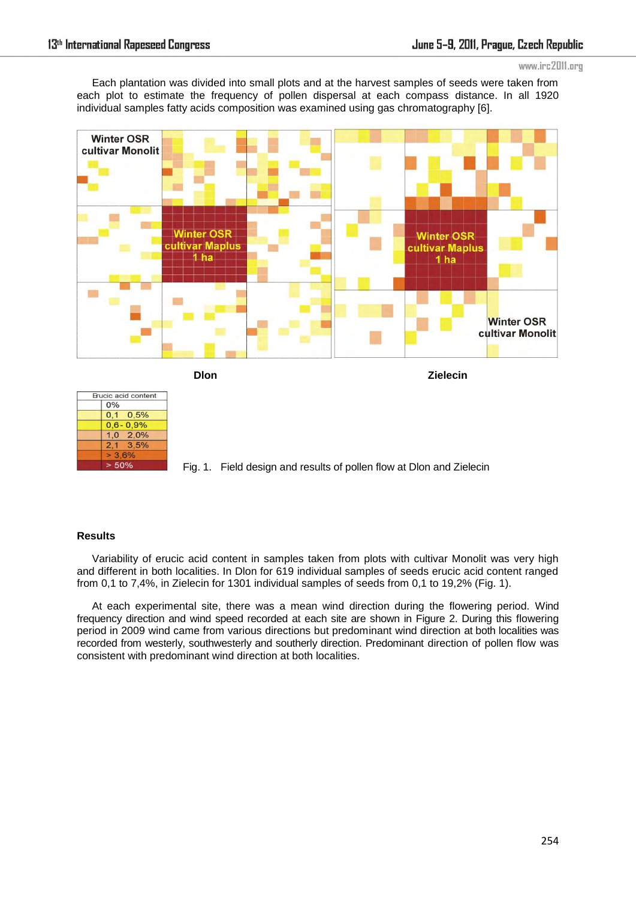Each plantation was divided into small plots and at the harvest samples of seeds were taken from each plot to estimate the frequency of pollen dispersal at each compass distance. In all 1920 individual samples fatty acids composition was examined using gas chromatography [6].

Winter OSR cultivar Monolit

Winter OSR cultivar Maplus 1 ha

Winter OSR cultivar Maplus 1 ha

Winter OSR cultivar Monolit

Dlon

Zielecin

| Erucic acid content |
|---|
| 0% |
| 0,1 0,5% |
| 0,6 - 0,9% |
| 1,0 2,0% |
| 2,1 3,5% |
| > 3,6% |
| > 50% |

Fig. 1. Field design and results of pollen flow at Dlon and Zielecin

## Results

Variability of erucic acid content in samples taken from plots with cultivar Monolit was very high and different in both localities. In Dlon for 619 individual samples of seeds erucic acid content ranged from 0,1 to 7,4%, in Zielecin for 1301 individual samples of seeds from 0,1 to 19,2% (Fig. 1).

At each experimental site, there was a mean wind direction during the flowering period. Wind frequency direction and wind speed recorded at each site are shown in Figure 2. During this flowering period in 2009 wind came from various directions but predominant wind direction at both localities was recorded from westerly, southwesterly and southerly direction. Predominant direction of pollen flow was consistent with predominant wind direction at both localities.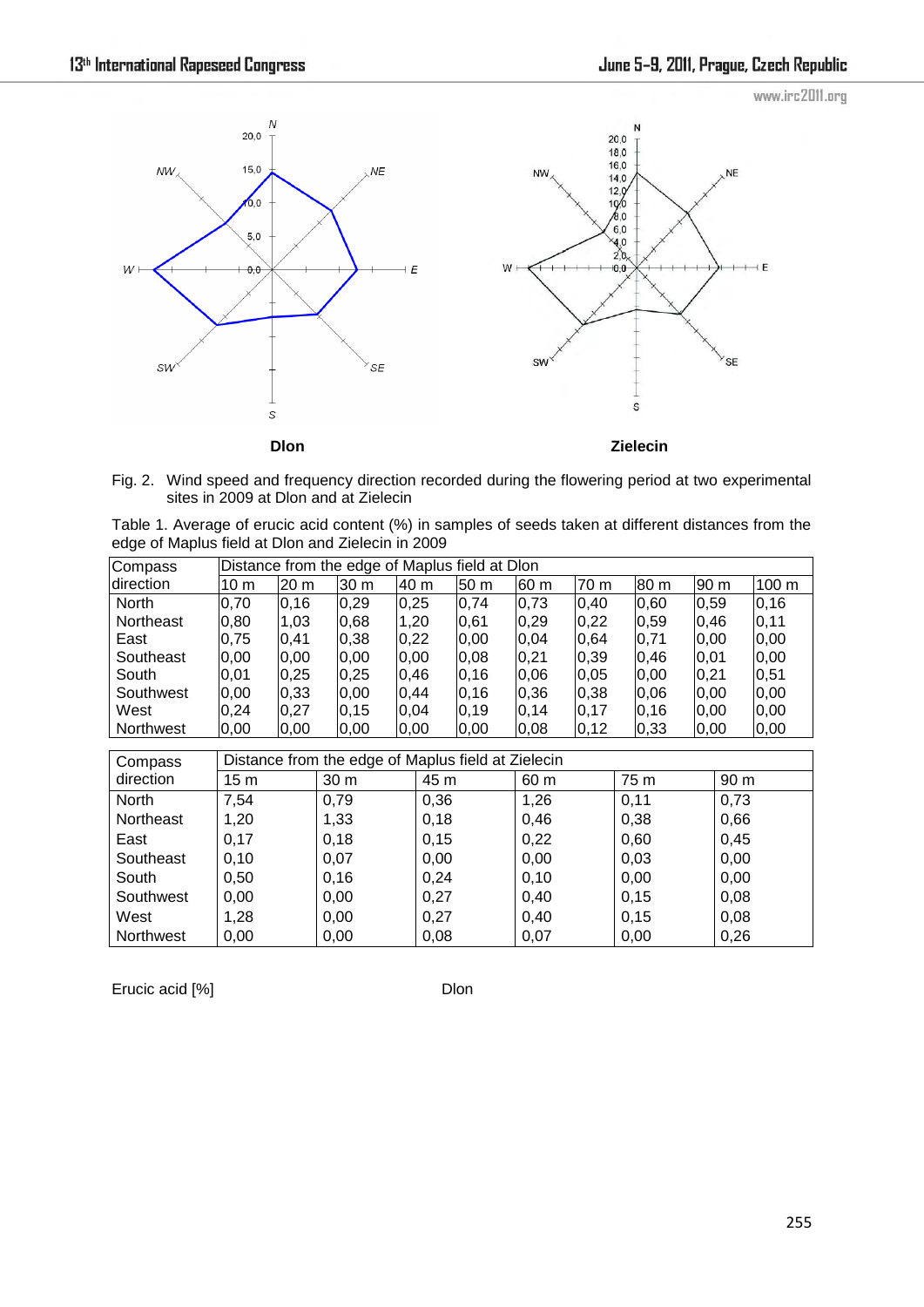Dlon

Zielecin

Fig. 2. Wind speed and frequency direction recorded during the flowering period at two experimental sites in 2009 at Dlon and at Zielecin

Table 1. Average of erucic acid content (%) in samples of seeds taken at different distances from the edge of Maplus field at Dlon and Zielecin in 2009

| Compass direction | Distance from the edge of Maplus field at Dlon | | | | | | | | | |
|---|---|---|---|---|---|---|---|---|---|---|
| | 10 m | 20 m | 30 m | 40 m | 50 m | 60 m | 70 m | 80 m | 90 m | 100 m |
| North | 0,70 | 0,16 | 0,29 | 0,25 | 0,74 | 0,73 | 0,40 | 0,60 | 0,59 | 0,16 |
| Northeast | 0,80 | 1,03 | 0,68 | 1,20 | 0,61 | 0,29 | 0,22 | 0,59 | 0,46 | 0,11 |
| East | 0,75 | 0,41 | 0,38 | 0,22 | 0,00 | 0,04 | 0,64 | 0,71 | 0,00 | 0,00 |
| Southeast | 0,00 | 0,00 | 0,00 | 0,00 | 0,08 | 0,21 | 0,39 | 0,46 | 0,01 | 0,00 |
| South | 0,01 | 0,25 | 0,25 | 0,46 | 0,16 | 0,06 | 0,05 | 0,00 | 0,21 | 0,51 |
| Southwest | 0,00 | 0,33 | 0,00 | 0,44 | 0,16 | 0,36 | 0,38 | 0,06 | 0,00 | 0,00 |
| West | 0,24 | 0,27 | 0,15 | 0,04 | 0,19 | 0,14 | 0,17 | 0,16 | 0,00 | 0,00 |
| Northwest | 0,00 | 0,00 | 0,00 | 0,00 | 0,00 | 0,08 | 0,12 | 0,33 | 0,00 | 0,00 |

| Compass direction | Distance from the edge of Maplus field at Zielecin | | | | | |
|---|---|---|---|---|---|---|
| | 15 m | 30 m | 45 m | 60 m | 75 m | 90 m |
| North | 7,54 | 0,79 | 0,36 | 1,26 | 0,11 | 0,73 |
| Northeast | 1,20 | 1,33 | 0,18 | 0,46 | 0,38 | 0,66 |
| East | 0,17 | 0,18 | 0,15 | 0,22 | 0,60 | 0,45 |
| Southeast | 0,10 | 0,07 | 0,00 | 0,00 | 0,03 | 0,00 |
| South | 0,50 | 0,16 | 0,24 | 0,10 | 0,00 | 0,00 |
| Southwest | 0,00 | 0,00 | 0,27 | 0,40 | 0,15 | 0,08 |
| West | 1,28 | 0,00 | 0,27 | 0,40 | 0,15 | 0,08 |
| Northwest | 0,00 | 0,00 | 0,08 | 0,07 | 0,00 | 0,26 |

Erucic acid [%] Dlon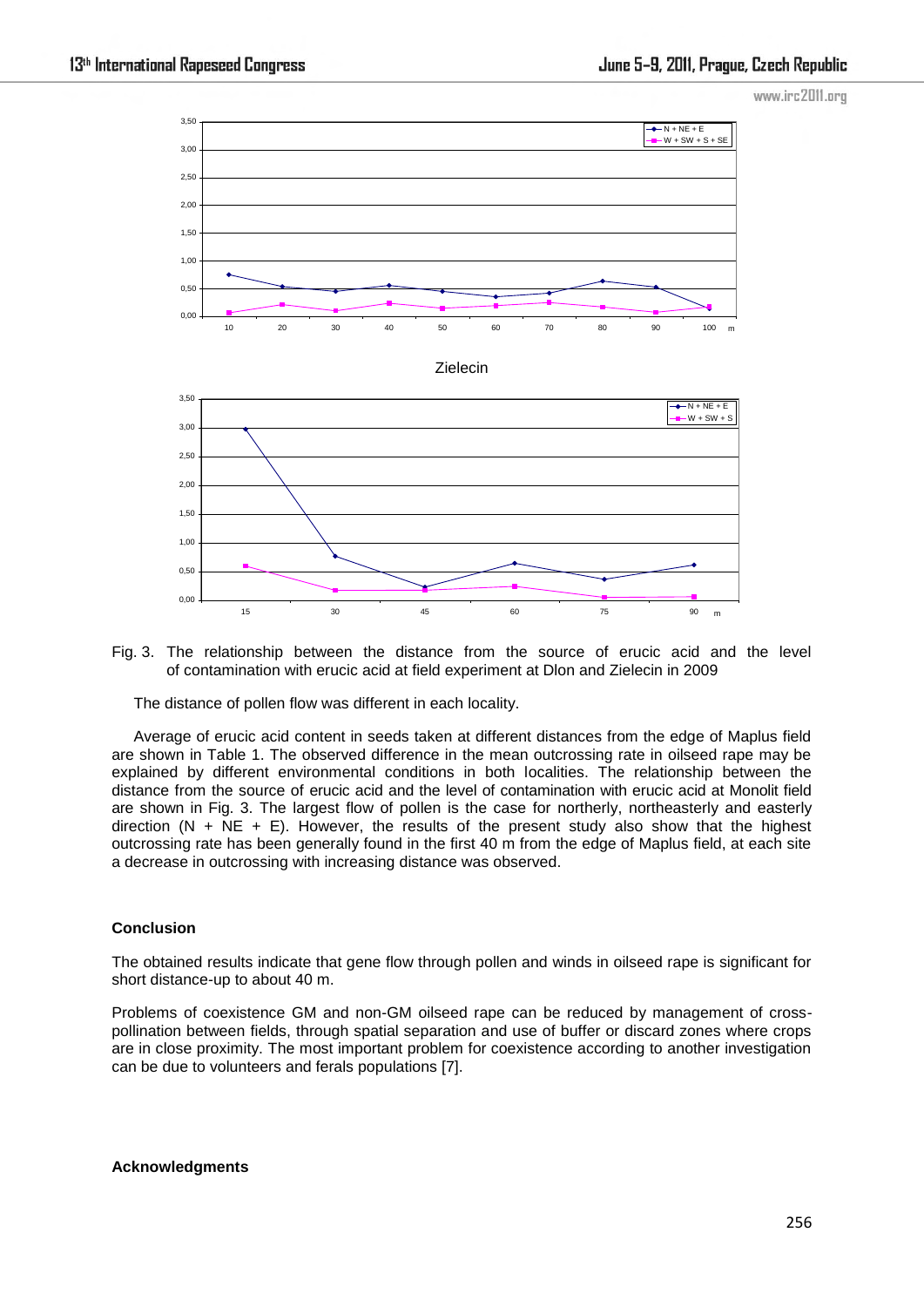Zielecin

Fig. 3. The relationship between the distance from the source of erucic acid and the level of contamination with erucic acid at field experiment at Dlon and Zielecin in 2009

The distance of pollen flow was different in each locality.

Average of erucic acid content in seeds taken at different distances from the edge of Maplus field are shown in Table 1. The observed difference in the mean outcrossing rate in oilseed rape may be explained by different environmental conditions in both localities. The relationship between the distance from the source of erucic acid and the level of contamination with erucic acid at Monolit field are shown in Fig. 3. The largest flow of pollen is the case for northerly, northeasterly and easterly direction (N + NE + E). However, the results of the present study also show that the highest outcrossing rate has been generally found in the first 40 m from the edge of Maplus field, at each site a decrease in outcrossing with increasing distance was observed.

## Conclusion

The obtained results indicate that gene flow through pollen and winds in oilseed rape is significant for short distance-up to about 40 m.

Problems of coexistence GM and non-GM oilseed rape can be reduced by management of cross-pollination between fields, through spatial separation and use of buffer or discard zones where crops are in close proximity. The most important problem for coexistence according to another investigation can be due to volunteers and ferals populations [7].

## Acknowledgments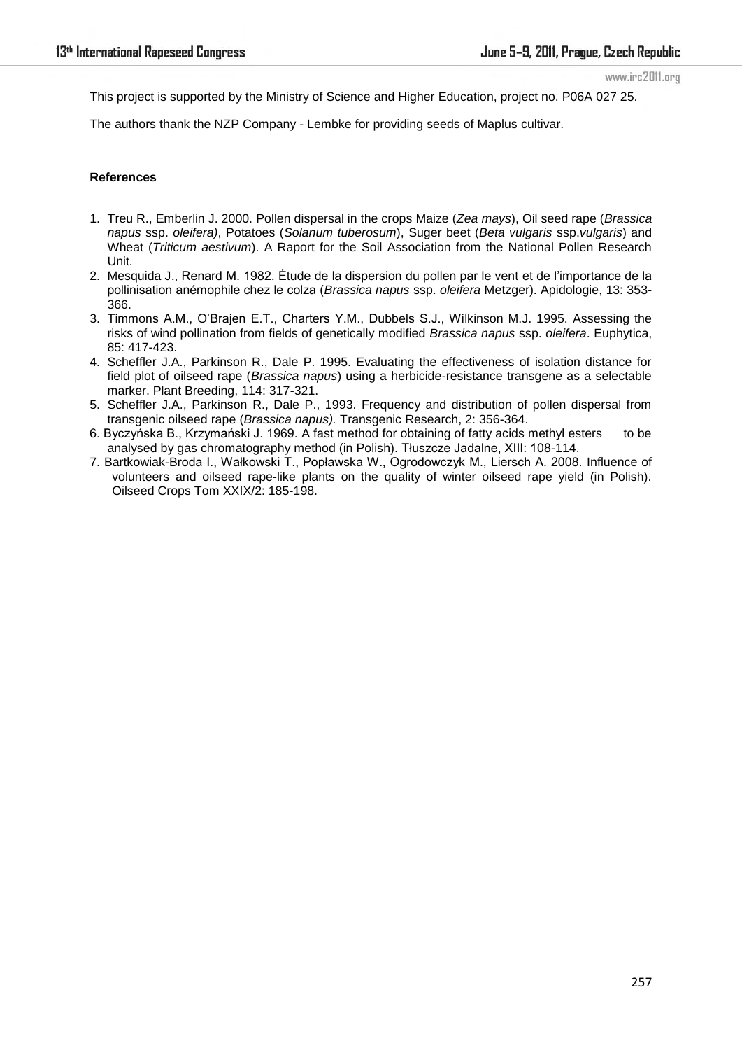This project is supported by the Ministry of Science and Higher Education, project no. P06A 027 25.

The authors thank the NZP Company - Lembke for providing seeds of Maplus cultivar.

**References**

1. Treu R., Emberlin J. 2000. Pollen dispersal in the crops Maize (*Zea mays*), Oil seed rape (*Brassica napus* ssp. *oleifera)*, Potatoes (*Solanum tuberosum*), Suger beet (*Beta vulgaris* ssp.*vulgaris*) and Wheat (*Triticum aestivum*). A Raport for the Soil Association from the National Pollen Research Unit.
2. Mesquida J., Renard M. 1982. Étude de la dispersion du pollen par le vent et de l'importance de la pollinisation anémophile chez le colza (*Brassica napus* ssp. *oleifera* Metzger). Apidologie, 13: 353-366.
3. Timmons A.M., O'Brajen E.T., Charters Y.M., Dubbels S.J., Wilkinson M.J. 1995. Assessing the risks of wind pollination from fields of genetically modified *Brassica napus* ssp. *oleifera*. Euphytica, 85: 417-423.
4. Scheffler J.A., Parkinson R., Dale P. 1995. Evaluating the effectiveness of isolation distance for field plot of oilseed rape (*Brassica napus*) using a herbicide-resistance transgene as a selectable marker. Plant Breeding, 114: 317-321.
5. Scheffler J.A., Parkinson R., Dale P., 1993. Frequency and distribution of pollen dispersal from transgenic oilseed rape (*Brassica napus).* Transgenic Research, 2: 356-364.
6. Byczyńska B., Krzymański J. 1969. A fast method for obtaining of fatty acids methyl esters to be analysed by gas chromatography method (in Polish). Tłuszcze Jadalne, XIII: 108-114.
7. Bartkowiak-Broda I., Wałkowski T., Popławska W., Ogrodowczyk M., Liersch A. 2008. Influence of volunteers and oilseed rape-like plants on the quality of winter oilseed rape yield (in Polish). Oilseed Crops Tom XXIX/2: 185-198.